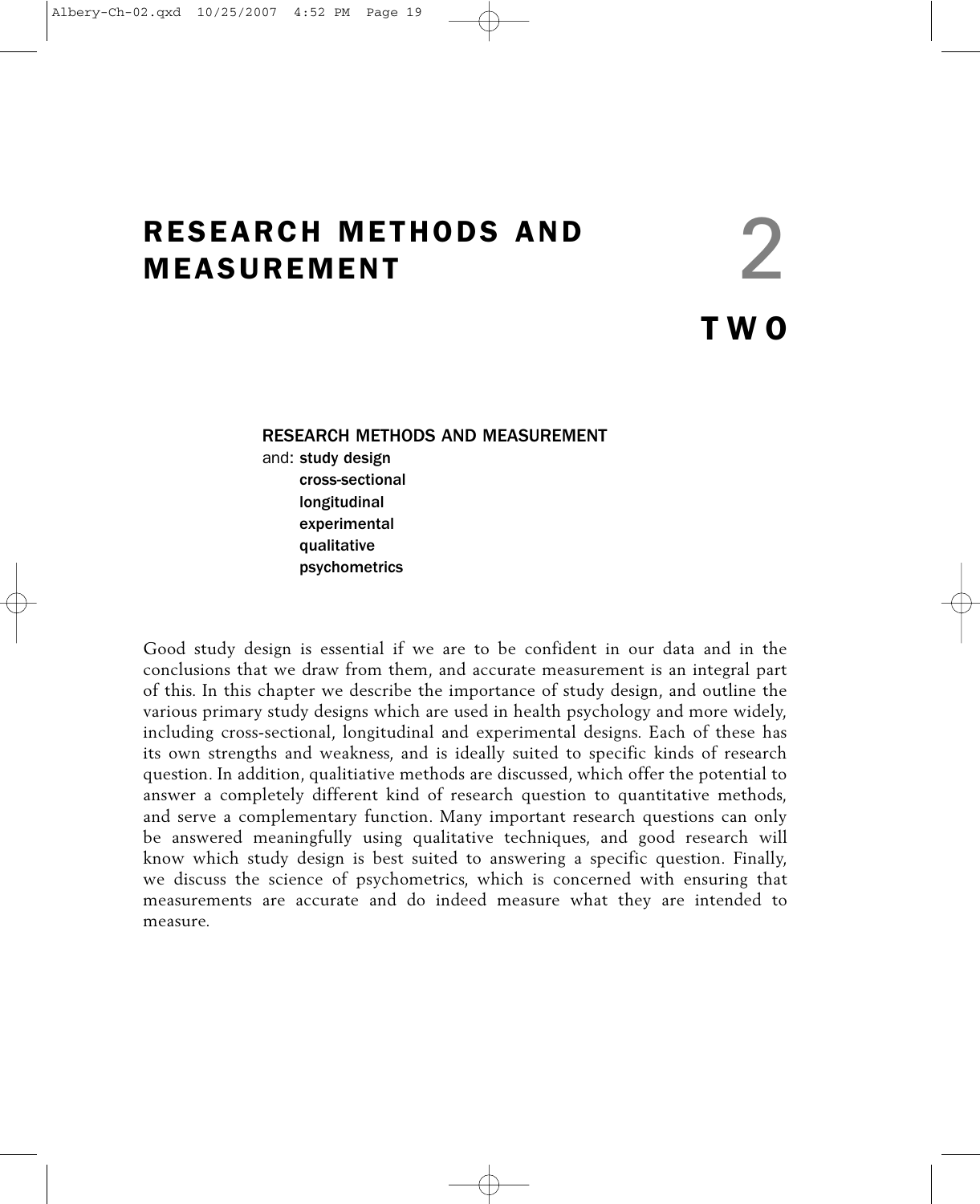# RESEARCH METHODS AND MEASUREMENT

2

**TWO**

**RESEARCH METHODS AND MEASUREMENT**

and: **study design**
**cross-sectional**
**longitudinal**
**experimental**
**qualitative**
**psychometrics**

Good study design is essential if we are to be confident in our data and in the conclusions that we draw from them, and accurate measurement is an integral part of this. In this chapter we describe the importance of study design, and outline the various primary study designs which are used in health psychology and more widely, including cross-sectional, longitudinal and experimental designs. Each of these has its own strengths and weakness, and is ideally suited to specific kinds of research question. In addition, qualitiative methods are discussed, which offer the potential to answer a completely different kind of research question to quantitative methods, and serve a complementary function. Many important research questions can only be answered meaningfully using qualitative techniques, and good research will know which study design is best suited to answering a specific question. Finally, we discuss the science of psychometrics, which is concerned with ensuring that measurements are accurate and do indeed measure what they are intended to measure.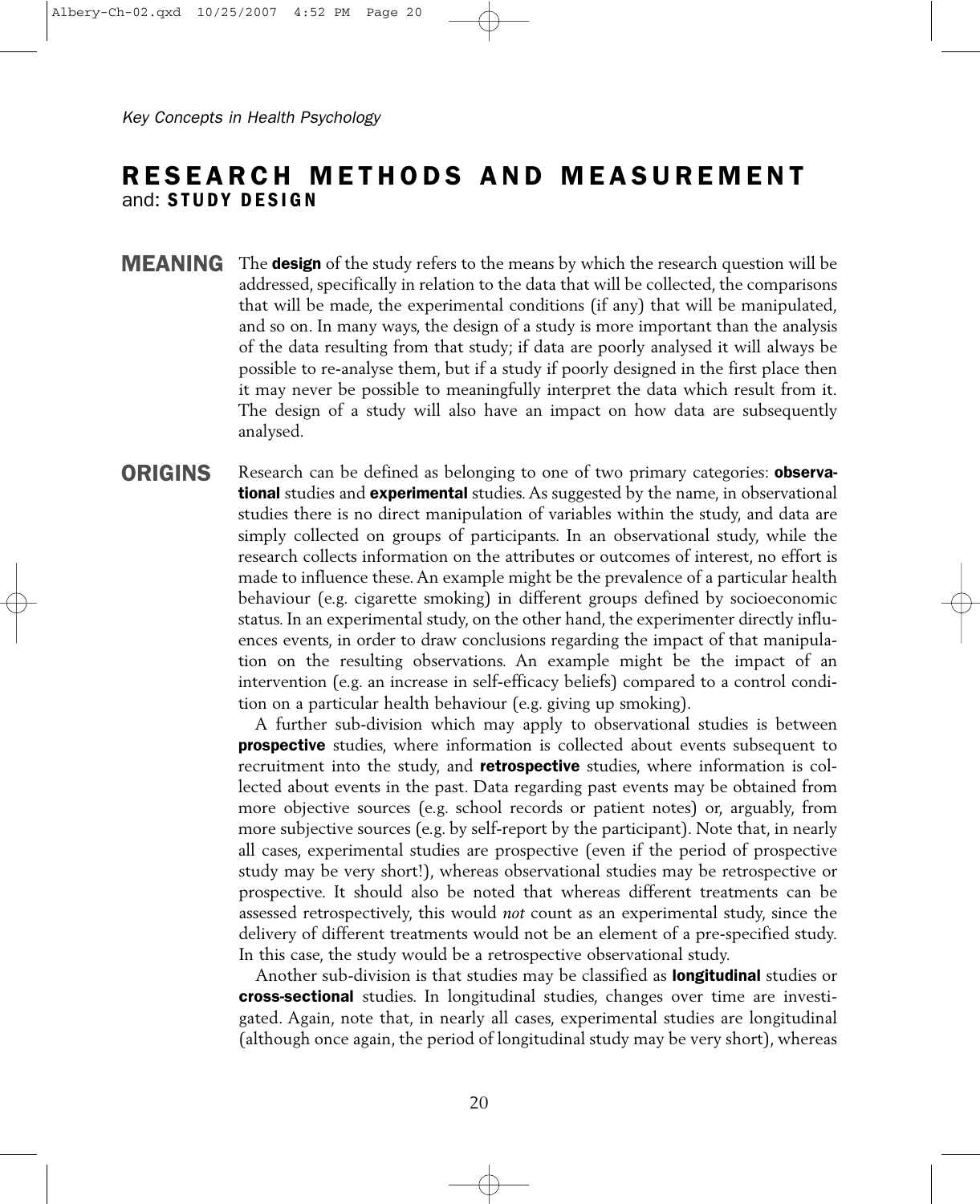# RESEARCH METHODS AND MEASUREMENT
and: **STUDY DESIGN**

**MEANING** The **design** of the study refers to the means by which the research question will be addressed, specifically in relation to the data that will be collected, the comparisons that will be made, the experimental conditions (if any) that will be manipulated, and so on. In many ways, the design of a study is more important than the analysis of the data resulting from that study; if data are poorly analysed it will always be possible to re-analyse them, but if a study if poorly designed in the first place then it may never be possible to meaningfully interpret the data which result from it. The design of a study will also have an impact on how data are subsequently analysed.

**ORIGINS** Research can be defined as belonging to one of two primary categories: **observational** studies and **experimental** studies. As suggested by the name, in observational studies there is no direct manipulation of variables within the study, and data are simply collected on groups of participants. In an observational study, while the research collects information on the attributes or outcomes of interest, no effort is made to influence these. An example might be the prevalence of a particular health behaviour (e.g. cigarette smoking) in different groups defined by socioeconomic status. In an experimental study, on the other hand, the experimenter directly influences events, in order to draw conclusions regarding the impact of that manipulation on the resulting observations. An example might be the impact of an intervention (e.g. an increase in self-efficacy beliefs) compared to a control condition on a particular health behaviour (e.g. giving up smoking).

A further sub-division which may apply to observational studies is between **prospective** studies, where information is collected about events subsequent to recruitment into the study, and **retrospective** studies, where information is collected about events in the past. Data regarding past events may be obtained from more objective sources (e.g. school records or patient notes) or, arguably, from more subjective sources (e.g. by self-report by the participant). Note that, in nearly all cases, experimental studies are prospective (even if the period of prospective study may be very short!), whereas observational studies may be retrospective or prospective. It should also be noted that whereas different treatments can be assessed retrospectively, this would *not* count as an experimental study, since the delivery of different treatments would not be an element of a pre-specified study. In this case, the study would be a retrospective observational study.

Another sub-division is that studies may be classified as **longitudinal** studies or **cross-sectional** studies. In longitudinal studies, changes over time are investigated. Again, note that, in nearly all cases, experimental studies are longitudinal (although once again, the period of longitudinal study may be very short), whereas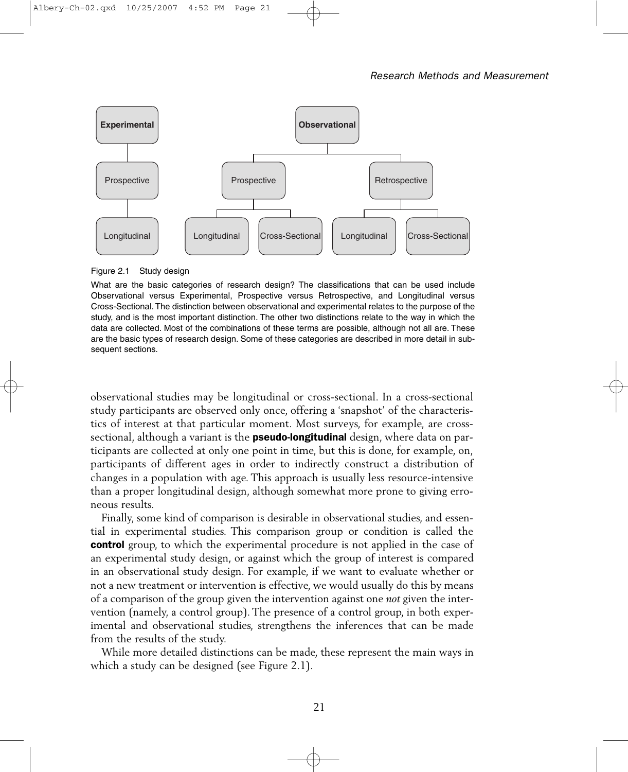Experimental

Prospective

Longitudinal

Observational

Prospective

Retrospective

Longitudinal

Cross-Sectional

Longitudinal

Cross-Sectional

Figure 2.1 Study design

What are the basic categories of research design? The classifications that can be used include Observational versus Experimental, Prospective versus Retrospective, and Longitudinal versus Cross-Sectional. The distinction between observational and experimental relates to the purpose of the study, and is the most important distinction. The other two distinctions relate to the way in which the data are collected. Most of the combinations of these terms are possible, although not all are. These are the basic types of research design. Some of these categories are described in more detail in subsequent sections.

observational studies may be longitudinal or cross-sectional. In a cross-sectional study participants are observed only once, offering a 'snapshot' of the characteristics of interest at that particular moment. Most surveys, for example, are cross-sectional, although a variant is the **pseudo-longitudinal** design, where data on participants are collected at only one point in time, but this is done, for example, on, participants of different ages in order to indirectly construct a distribution of changes in a population with age. This approach is usually less resource-intensive than a proper longitudinal design, although somewhat more prone to giving erroneous results.

Finally, some kind of comparison is desirable in observational studies, and essential in experimental studies. This comparison group or condition is called the **control** group, to which the experimental procedure is not applied in the case of an experimental study design, or against which the group of interest is compared in an observational study design. For example, if we want to evaluate whether or not a new treatment or intervention is effective, we would usually do this by means of a comparison of the group given the intervention against one *not* given the intervention (namely, a control group). The presence of a control group, in both experimental and observational studies, strengthens the inferences that can be made from the results of the study.

While more detailed distinctions can be made, these represent the main ways in which a study can be designed (see Figure 2.1).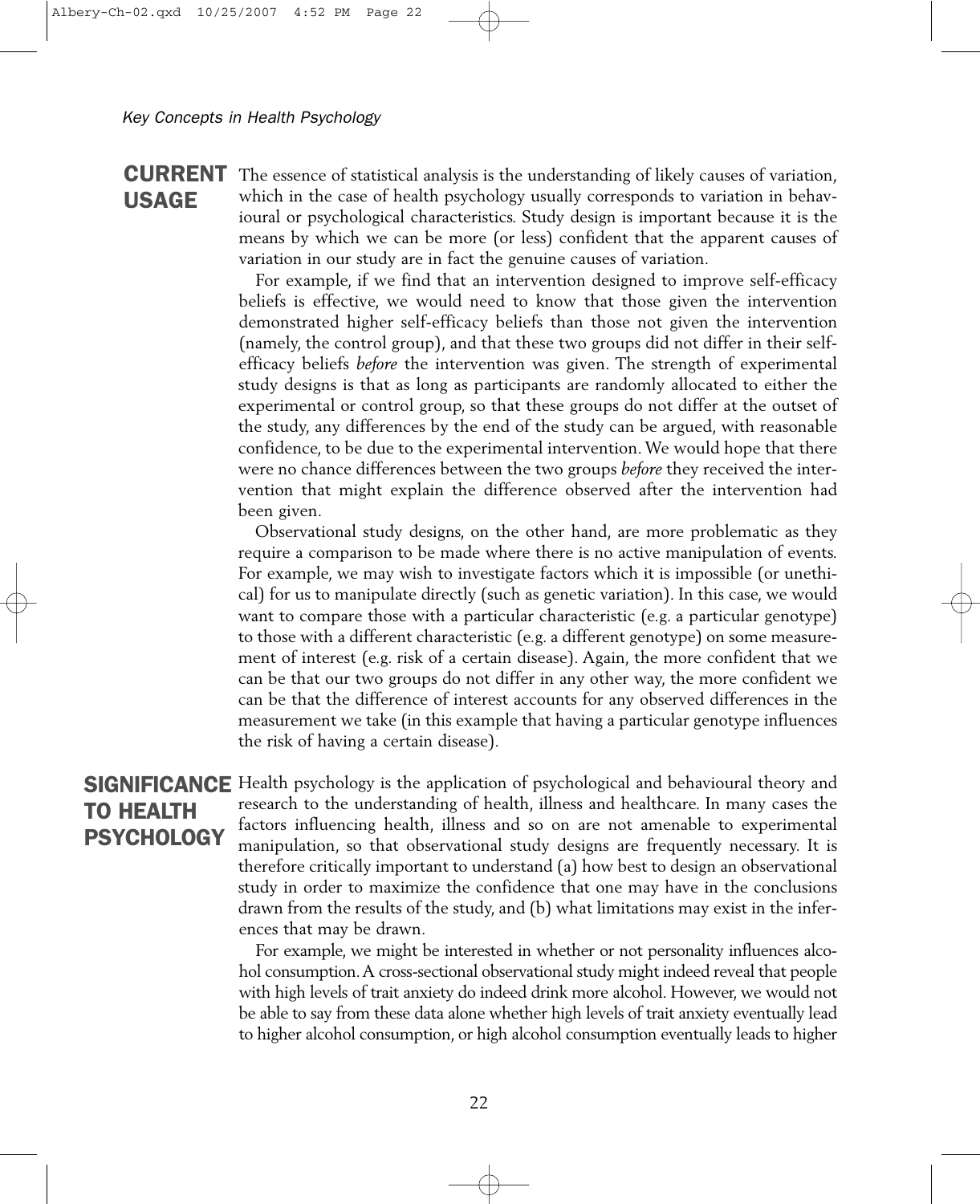## CURRENT USAGE

The essence of statistical analysis is the understanding of likely causes of variation, which in the case of health psychology usually corresponds to variation in behavioural or psychological characteristics. Study design is important because it is the means by which we can be more (or less) confident that the apparent causes of variation in our study are in fact the genuine causes of variation.

For example, if we find that an intervention designed to improve self-efficacy beliefs is effective, we would need to know that those given the intervention demonstrated higher self-efficacy beliefs than those not given the intervention (namely, the control group), and that these two groups did not differ in their self-efficacy beliefs *before* the intervention was given. The strength of experimental study designs is that as long as participants are randomly allocated to either the experimental or control group, so that these groups do not differ at the outset of the study, any differences by the end of the study can be argued, with reasonable confidence, to be due to the experimental intervention. We would hope that there were no chance differences between the two groups *before* they received the intervention that might explain the difference observed after the intervention had been given.

Observational study designs, on the other hand, are more problematic as they require a comparison to be made where there is no active manipulation of events. For example, we may wish to investigate factors which it is impossible (or unethical) for us to manipulate directly (such as genetic variation). In this case, we would want to compare those with a particular characteristic (e.g. a particular genotype) to those with a different characteristic (e.g. a different genotype) on some measurement of interest (e.g. risk of a certain disease). Again, the more confident that we can be that our two groups do not differ in any other way, the more confident we can be that the difference of interest accounts for any observed differences in the measurement we take (in this example that having a particular genotype influences the risk of having a certain disease).

## SIGNIFICANCE TO HEALTH PSYCHOLOGY

Health psychology is the application of psychological and behavioural theory and research to the understanding of health, illness and healthcare. In many cases the factors influencing health, illness and so on are not amenable to experimental manipulation, so that observational study designs are frequently necessary. It is therefore critically important to understand (a) how best to design an observational study in order to maximize the confidence that one may have in the conclusions drawn from the results of the study, and (b) what limitations may exist in the inferences that may be drawn.

For example, we might be interested in whether or not personality influences alcohol consumption. A cross-sectional observational study might indeed reveal that people with high levels of trait anxiety do indeed drink more alcohol. However, we would not be able to say from these data alone whether high levels of trait anxiety eventually lead to higher alcohol consumption, or high alcohol consumption eventually leads to higher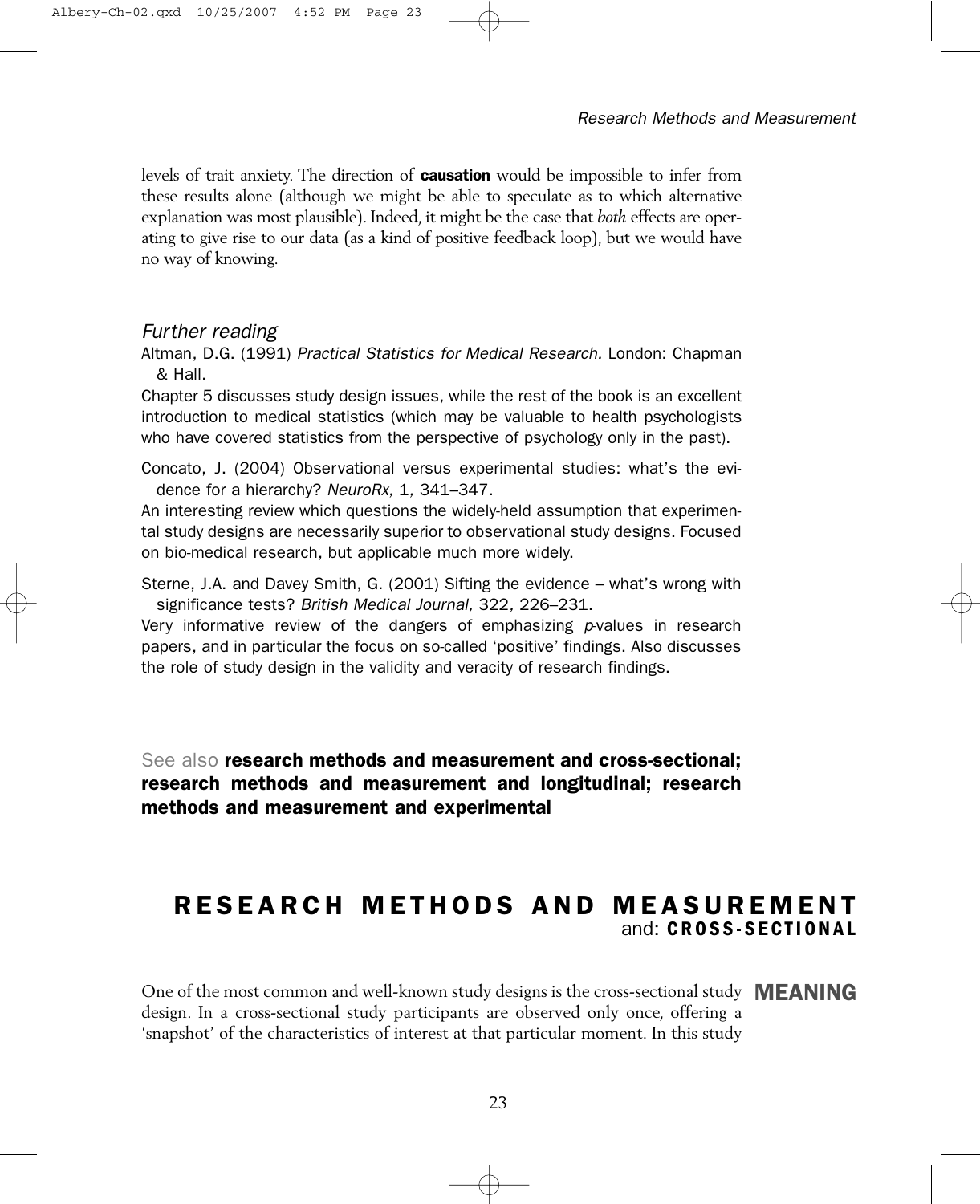levels of trait anxiety. The direction of **causation** would be impossible to infer from these results alone (although we might be able to speculate as to which alternative explanation was most plausible). Indeed, it might be the case that *both* effects are operating to give rise to our data (as a kind of positive feedback loop), but we would have no way of knowing.

### *Further reading*

Altman, D.G. (1991) *Practical Statistics for Medical Research.* London: Chapman & Hall.

Chapter 5 discusses study design issues, while the rest of the book is an excellent introduction to medical statistics (which may be valuable to health psychologists who have covered statistics from the perspective of psychology only in the past).

Concato, J. (2004) Observational versus experimental studies: what's the evidence for a hierarchy? *NeuroRx,* 1, 341–347.

An interesting review which questions the widely-held assumption that experimental study designs are necessarily superior to observational study designs. Focused on bio-medical research, but applicable much more widely.

Sterne, J.A. and Davey Smith, G. (2001) Sifting the evidence – what's wrong with significance tests? *British Medical Journal,* 322, 226–231.

Very informative review of the dangers of emphasizing *p*-values in research papers, and in particular the focus on so-called 'positive' findings. Also discusses the role of study design in the validity and veracity of research findings.

See also **research methods and measurement and cross-sectional; research methods and measurement and longitudinal; research methods and measurement and experimental**

## RESEARCH METHODS AND MEASUREMENT
### and: CROSS-SECTIONAL

**MEANING**

One of the most common and well-known study designs is the cross-sectional study design. In a cross-sectional study participants are observed only once, offering a 'snapshot' of the characteristics of interest at that particular moment. In this study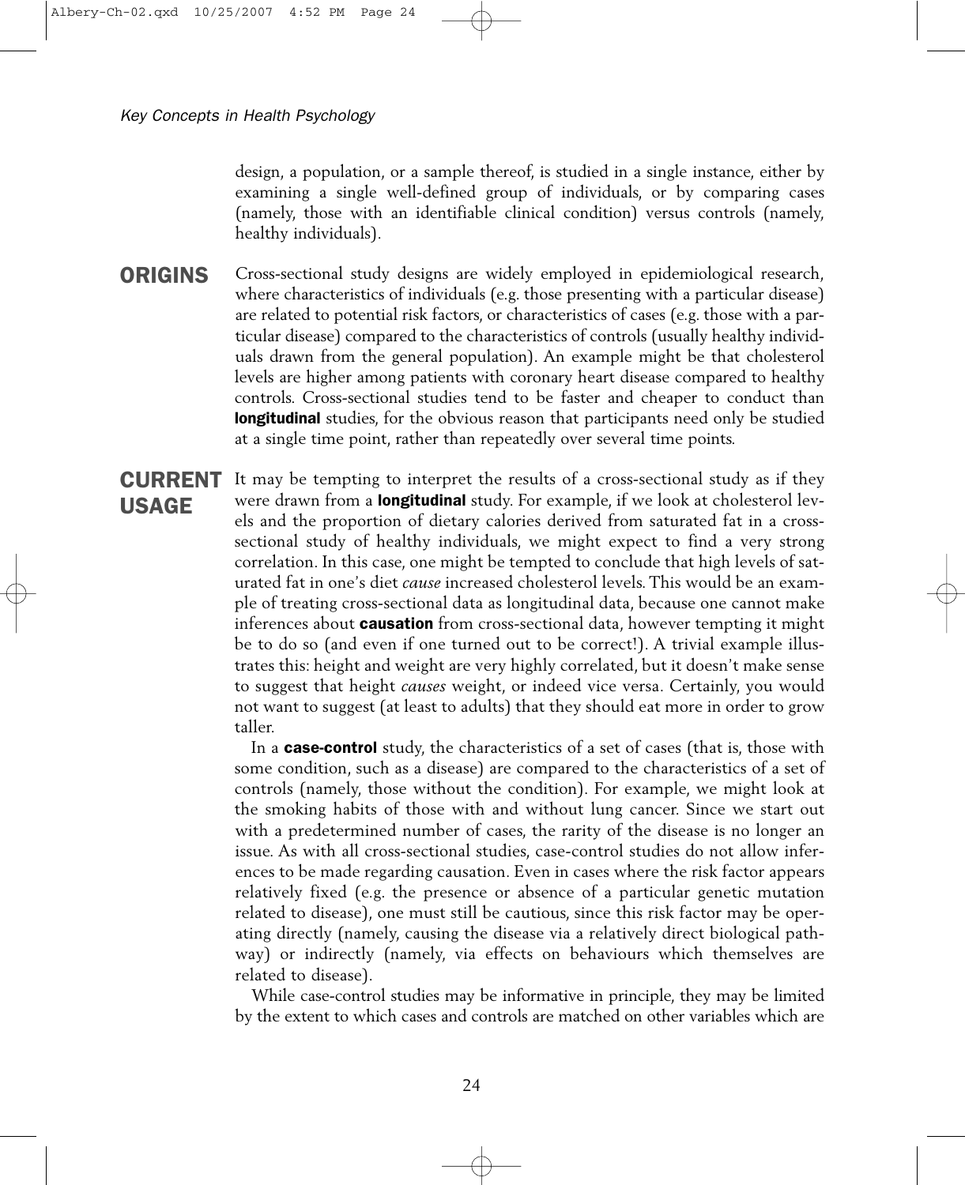design, a population, or a sample thereof, is studied in a single instance, either by examining a single well-defined group of individuals, or by comparing cases (namely, those with an identifiable clinical condition) versus controls (namely, healthy individuals).

## ORIGINS

Cross-sectional study designs are widely employed in epidemiological research, where characteristics of individuals (e.g. those presenting with a particular disease) are related to potential risk factors, or characteristics of cases (e.g. those with a particular disease) compared to the characteristics of controls (usually healthy individuals drawn from the general population). An example might be that cholesterol levels are higher among patients with coronary heart disease compared to healthy controls. Cross-sectional studies tend to be faster and cheaper to conduct than **longitudinal** studies, for the obvious reason that participants need only be studied at a single time point, rather than repeatedly over several time points.

## CURRENT USAGE

It may be tempting to interpret the results of a cross-sectional study as if they were drawn from a **longitudinal** study. For example, if we look at cholesterol levels and the proportion of dietary calories derived from saturated fat in a cross-sectional study of healthy individuals, we might expect to find a very strong correlation. In this case, one might be tempted to conclude that high levels of saturated fat in one's diet *cause* increased cholesterol levels. This would be an example of treating cross-sectional data as longitudinal data, because one cannot make inferences about **causation** from cross-sectional data, however tempting it might be to do so (and even if one turned out to be correct!). A trivial example illustrates this: height and weight are very highly correlated, but it doesn't make sense to suggest that height *causes* weight, or indeed vice versa. Certainly, you would not want to suggest (at least to adults) that they should eat more in order to grow taller.

In a **case-control** study, the characteristics of a set of cases (that is, those with some condition, such as a disease) are compared to the characteristics of a set of controls (namely, those without the condition). For example, we might look at the smoking habits of those with and without lung cancer. Since we start out with a predetermined number of cases, the rarity of the disease is no longer an issue. As with all cross-sectional studies, case-control studies do not allow inferences to be made regarding causation. Even in cases where the risk factor appears relatively fixed (e.g. the presence or absence of a particular genetic mutation related to disease), one must still be cautious, since this risk factor may be operating directly (namely, causing the disease via a relatively direct biological pathway) or indirectly (namely, via effects on behaviours which themselves are related to disease).

While case-control studies may be informative in principle, they may be limited by the extent to which cases and controls are matched on other variables which are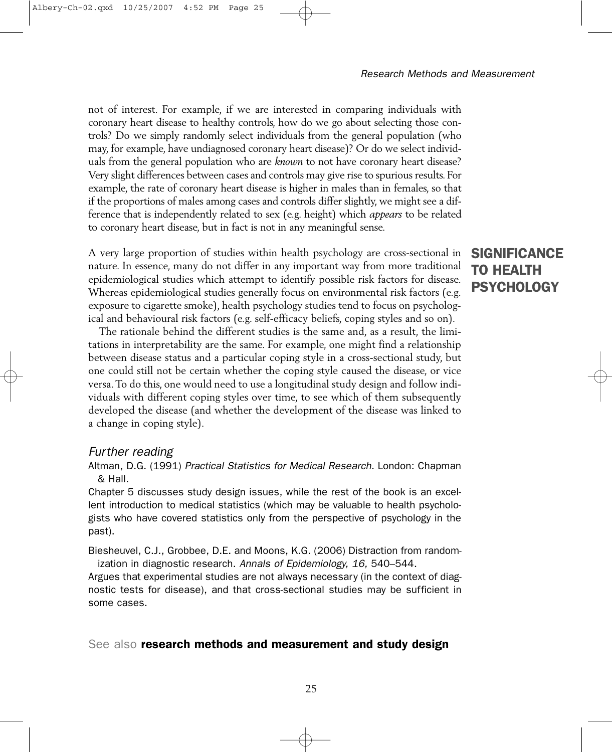not of interest. For example, if we are interested in comparing individuals with coronary heart disease to healthy controls, how do we go about selecting those controls? Do we simply randomly select individuals from the general population (who may, for example, have undiagnosed coronary heart disease)? Or do we select individuals from the general population who are *known* to not have coronary heart disease? Very slight differences between cases and controls may give rise to spurious results. For example, the rate of coronary heart disease is higher in males than in females, so that if the proportions of males among cases and controls differ slightly, we might see a difference that is independently related to sex (e.g. height) which *appears* to be related to coronary heart disease, but in fact is not in any meaningful sense.

## SIGNIFICANCE TO HEALTH PSYCHOLOGY

A very large proportion of studies within health psychology are cross-sectional in nature. In essence, many do not differ in any important way from more traditional epidemiological studies which attempt to identify possible risk factors for disease. Whereas epidemiological studies generally focus on environmental risk factors (e.g. exposure to cigarette smoke), health psychology studies tend to focus on psychological and behavioural risk factors (e.g. self-efficacy beliefs, coping styles and so on).

The rationale behind the different studies is the same and, as a result, the limitations in interpretability are the same. For example, one might find a relationship between disease status and a particular coping style in a cross-sectional study, but one could still not be certain whether the coping style caused the disease, or vice versa. To do this, one would need to use a longitudinal study design and follow individuals with different coping styles over time, to see which of them subsequently developed the disease (and whether the development of the disease was linked to a change in coping style).

### *Further reading*

Altman, D.G. (1991) *Practical Statistics for Medical Research.* London: Chapman & Hall.

Chapter 5 discusses study design issues, while the rest of the book is an excellent introduction to medical statistics (which may be valuable to health psychologists who have covered statistics only from the perspective of psychology in the past).

Biesheuvel, C.J., Grobbee, D.E. and Moons, K.G. (2006) Distraction from randomization in diagnostic research. *Annals of Epidemiology, 16,* 540–544.

Argues that experimental studies are not always necessary (in the context of diagnostic tests for disease), and that cross-sectional studies may be sufficient in some cases.

See also **research methods and measurement and study design**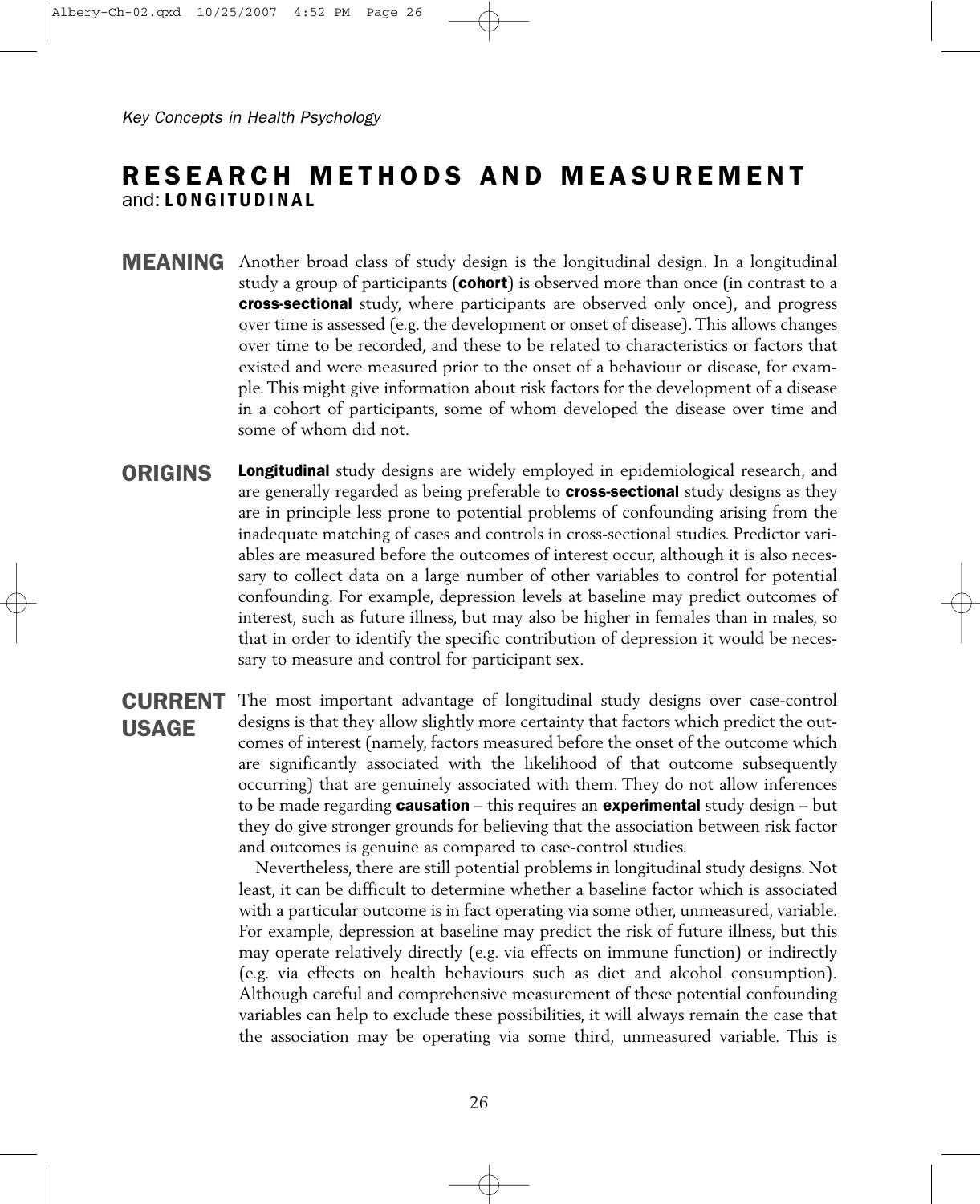## RESEARCH METHODS AND MEASUREMENT
and: **LONGITUDINAL**

**MEANING** Another broad class of study design is the longitudinal design. In a longitudinal study a group of participants (**cohort**) is observed more than once (in contrast to a **cross-sectional** study, where participants are observed only once), and progress over time is assessed (e.g. the development or onset of disease). This allows changes over time to be recorded, and these to be related to characteristics or factors that existed and were measured prior to the onset of a behaviour or disease, for example. This might give information about risk factors for the development of a disease in a cohort of participants, some of whom developed the disease over time and some of whom did not.

**ORIGINS** **Longitudinal** study designs are widely employed in epidemiological research, and are generally regarded as being preferable to **cross-sectional** study designs as they are in principle less prone to potential problems of confounding arising from the inadequate matching of cases and controls in cross-sectional studies. Predictor variables are measured before the outcomes of interest occur, although it is also necessary to collect data on a large number of other variables to control for potential confounding. For example, depression levels at baseline may predict outcomes of interest, such as future illness, but may also be higher in females than in males, so that in order to identify the specific contribution of depression it would be necessary to measure and control for participant sex.

**CURRENT USAGE** The most important advantage of longitudinal study designs over case-control designs is that they allow slightly more certainty that factors which predict the outcomes of interest (namely, factors measured before the onset of the outcome which are significantly associated with the likelihood of that outcome subsequently occurring) that are genuinely associated with them. They do not allow inferences to be made regarding **causation** – this requires an **experimental** study design – but they do give stronger grounds for believing that the association between risk factor and outcomes is genuine as compared to case-control studies.

Nevertheless, there are still potential problems in longitudinal study designs. Not least, it can be difficult to determine whether a baseline factor which is associated with a particular outcome is in fact operating via some other, unmeasured, variable. For example, depression at baseline may predict the risk of future illness, but this may operate relatively directly (e.g. via effects on immune function) or indirectly (e.g. via effects on health behaviours such as diet and alcohol consumption). Although careful and comprehensive measurement of these potential confounding variables can help to exclude these possibilities, it will always remain the case that the association may be operating via some third, unmeasured variable. This is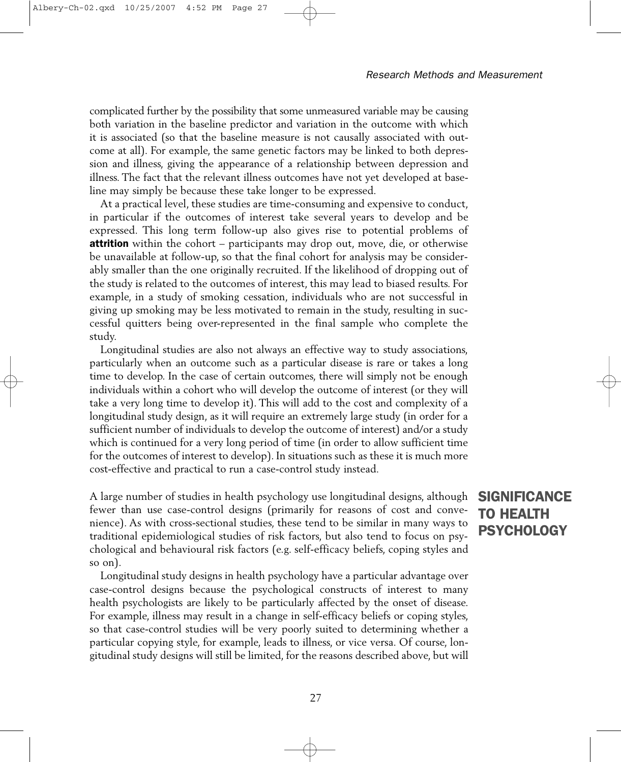complicated further by the possibility that some unmeasured variable may be causing both variation in the baseline predictor and variation in the outcome with which it is associated (so that the baseline measure is not causally associated with outcome at all). For example, the same genetic factors may be linked to both depression and illness, giving the appearance of a relationship between depression and illness. The fact that the relevant illness outcomes have not yet developed at baseline may simply be because these take longer to be expressed.

At a practical level, these studies are time-consuming and expensive to conduct, in particular if the outcomes of interest take several years to develop and be expressed. This long term follow-up also gives rise to potential problems of **attrition** within the cohort – participants may drop out, move, die, or otherwise be unavailable at follow-up, so that the final cohort for analysis may be considerably smaller than the one originally recruited. If the likelihood of dropping out of the study is related to the outcomes of interest, this may lead to biased results. For example, in a study of smoking cessation, individuals who are not successful in giving up smoking may be less motivated to remain in the study, resulting in successful quitters being over-represented in the final sample who complete the study.

Longitudinal studies are also not always an effective way to study associations, particularly when an outcome such as a particular disease is rare or takes a long time to develop. In the case of certain outcomes, there will simply not be enough individuals within a cohort who will develop the outcome of interest (or they will take a very long time to develop it). This will add to the cost and complexity of a longitudinal study design, as it will require an extremely large study (in order for a sufficient number of individuals to develop the outcome of interest) and/or a study which is continued for a very long period of time (in order to allow sufficient time for the outcomes of interest to develop). In situations such as these it is much more cost-effective and practical to run a case-control study instead.

## SIGNIFICANCE TO HEALTH PSYCHOLOGY

A large number of studies in health psychology use longitudinal designs, although fewer than use case-control designs (primarily for reasons of cost and convenience). As with cross-sectional studies, these tend to be similar in many ways to traditional epidemiological studies of risk factors, but also tend to focus on psychological and behavioural risk factors (e.g. self-efficacy beliefs, coping styles and so on).

Longitudinal study designs in health psychology have a particular advantage over case-control designs because the psychological constructs of interest to many health psychologists are likely to be particularly affected by the onset of disease. For example, illness may result in a change in self-efficacy beliefs or coping styles, so that case-control studies will be very poorly suited to determining whether a particular copying style, for example, leads to illness, or vice versa. Of course, longitudinal study designs will still be limited, for the reasons described above, but will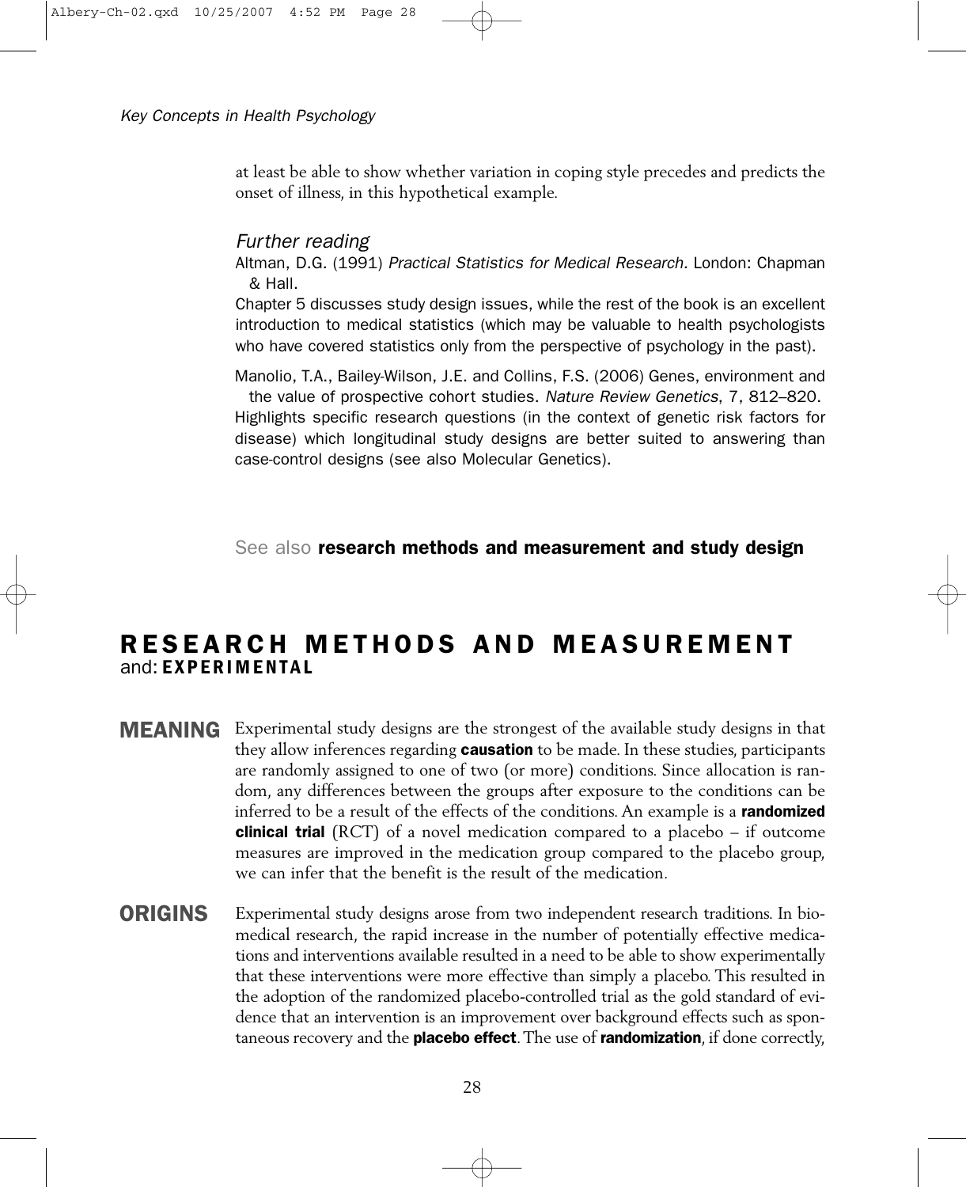at least be able to show whether variation in coping style precedes and predicts the onset of illness, in this hypothetical example.

### *Further reading*

Altman, D.G. (1991) *Practical Statistics for Medical Research*. London: Chapman & Hall.

Chapter 5 discusses study design issues, while the rest of the book is an excellent introduction to medical statistics (which may be valuable to health psychologists who have covered statistics only from the perspective of psychology in the past).

Manolio, T.A., Bailey-Wilson, J.E. and Collins, F.S. (2006) Genes, environment and the value of prospective cohort studies. *Nature Review Genetics*, 7, 812–820.

Highlights specific research questions (in the context of genetic risk factors for disease) which longitudinal study designs are better suited to answering than case-control designs (see also Molecular Genetics).

See also **research methods and measurement and study design**

## RESEARCH METHODS AND MEASUREMENT
and: **EXPERIMENTAL**

**MEANING** Experimental study designs are the strongest of the available study designs in that they allow inferences regarding **causation** to be made. In these studies, participants are randomly assigned to one of two (or more) conditions. Since allocation is random, any differences between the groups after exposure to the conditions can be inferred to be a result of the effects of the conditions. An example is a **randomized clinical trial** (RCT) of a novel medication compared to a placebo – if outcome measures are improved in the medication group compared to the placebo group, we can infer that the benefit is the result of the medication.

**ORIGINS** Experimental study designs arose from two independent research traditions. In biomedical research, the rapid increase in the number of potentially effective medications and interventions available resulted in a need to be able to show experimentally that these interventions were more effective than simply a placebo. This resulted in the adoption of the randomized placebo-controlled trial as the gold standard of evidence that an intervention is an improvement over background effects such as spontaneous recovery and the **placebo effect**. The use of **randomization**, if done correctly,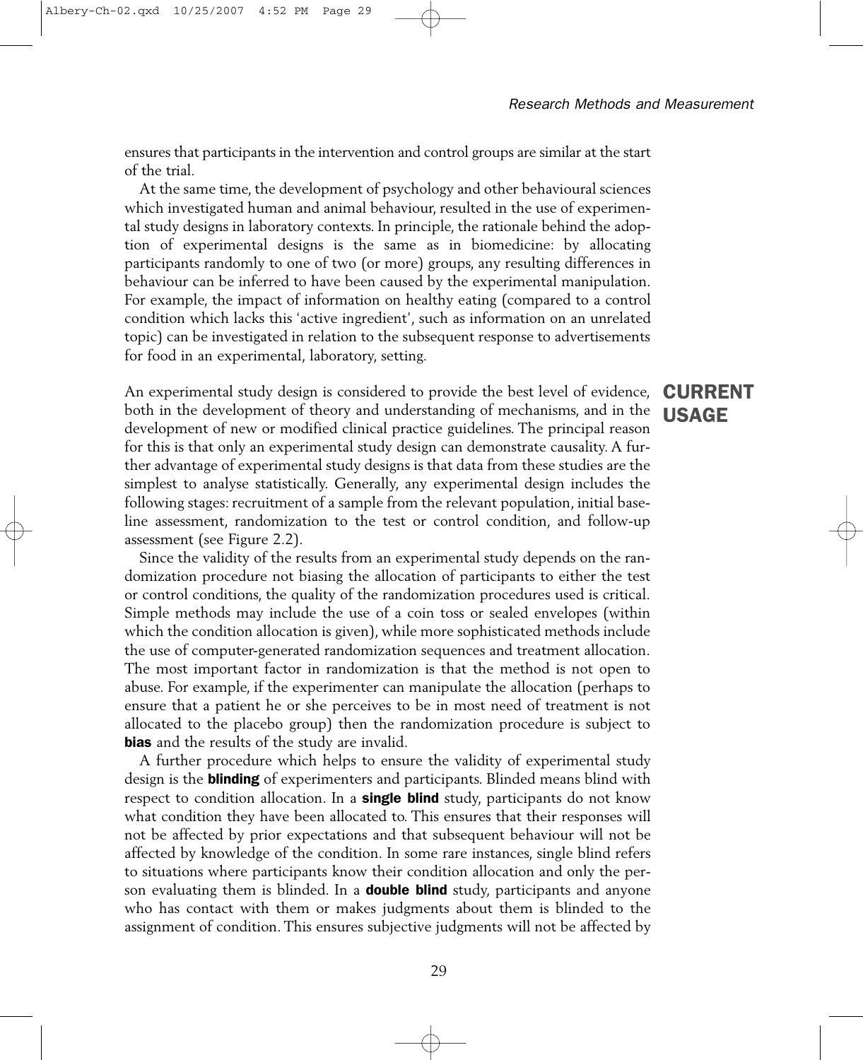ensures that participants in the intervention and control groups are similar at the start of the trial.

At the same time, the development of psychology and other behavioural sciences which investigated human and animal behaviour, resulted in the use of experimental study designs in laboratory contexts. In principle, the rationale behind the adoption of experimental designs is the same as in biomedicine: by allocating participants randomly to one of two (or more) groups, any resulting differences in behaviour can be inferred to have been caused by the experimental manipulation. For example, the impact of information on healthy eating (compared to a control condition which lacks this 'active ingredient', such as information on an unrelated topic) can be investigated in relation to the subsequent response to advertisements for food in an experimental, laboratory, setting.

## CURRENT USAGE

An experimental study design is considered to provide the best level of evidence, both in the development of theory and understanding of mechanisms, and in the development of new or modified clinical practice guidelines. The principal reason for this is that only an experimental study design can demonstrate causality. A further advantage of experimental study designs is that data from these studies are the simplest to analyse statistically. Generally, any experimental design includes the following stages: recruitment of a sample from the relevant population, initial baseline assessment, randomization to the test or control condition, and follow-up assessment (see Figure 2.2).

Since the validity of the results from an experimental study depends on the randomization procedure not biasing the allocation of participants to either the test or control conditions, the quality of the randomization procedures used is critical. Simple methods may include the use of a coin toss or sealed envelopes (within which the condition allocation is given), while more sophisticated methods include the use of computer-generated randomization sequences and treatment allocation. The most important factor in randomization is that the method is not open to abuse. For example, if the experimenter can manipulate the allocation (perhaps to ensure that a patient he or she perceives to be in most need of treatment is not allocated to the placebo group) then the randomization procedure is subject to **bias** and the results of the study are invalid.

A further procedure which helps to ensure the validity of experimental study design is the **blinding** of experimenters and participants. Blinded means blind with respect to condition allocation. In a **single blind** study, participants do not know what condition they have been allocated to. This ensures that their responses will not be affected by prior expectations and that subsequent behaviour will not be affected by knowledge of the condition. In some rare instances, single blind refers to situations where participants know their condition allocation and only the person evaluating them is blinded. In a **double blind** study, participants and anyone who has contact with them or makes judgments about them is blinded to the assignment of condition. This ensures subjective judgments will not be affected by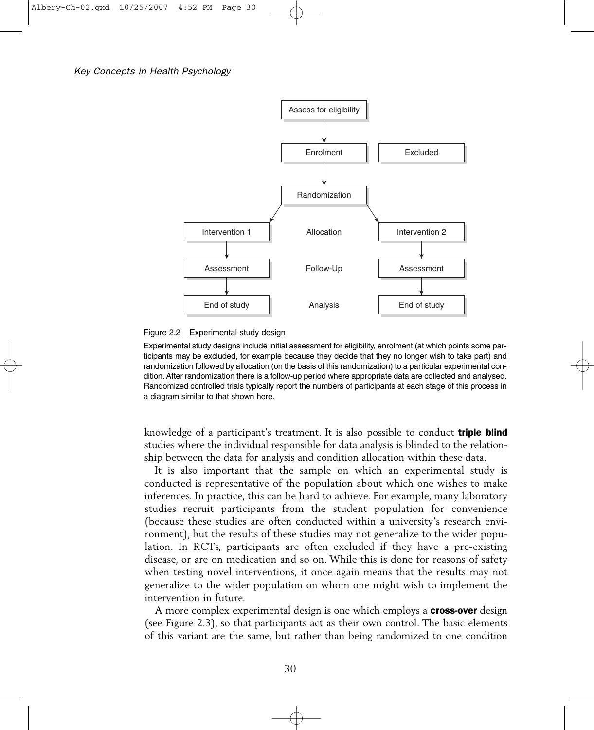Figure 2.2 Experimental study design

Experimental study designs include initial assessment for eligibility, enrolment (at which points some participants may be excluded, for example because they decide that they no longer wish to take part) and randomization followed by allocation (on the basis of this randomization) to a particular experimental condition. After randomization there is a follow-up period where appropriate data are collected and analysed. Randomized controlled trials typically report the numbers of participants at each stage of this process in a diagram similar to that shown here.

knowledge of a participant's treatment. It is also possible to conduct **triple blind** studies where the individual responsible for data analysis is blinded to the relationship between the data for analysis and condition allocation within these data.

It is also important that the sample on which an experimental study is conducted is representative of the population about which one wishes to make inferences. In practice, this can be hard to achieve. For example, many laboratory studies recruit participants from the student population for convenience (because these studies are often conducted within a university's research environment), but the results of these studies may not generalize to the wider population. In RCTs, participants are often excluded if they have a pre-existing disease, or are on medication and so on. While this is done for reasons of safety when testing novel interventions, it once again means that the results may not generalize to the wider population on whom one might wish to implement the intervention in future.

A more complex experimental design is one which employs a **cross-over** design (see Figure 2.3), so that participants act as their own control. The basic elements of this variant are the same, but rather than being randomized to one condition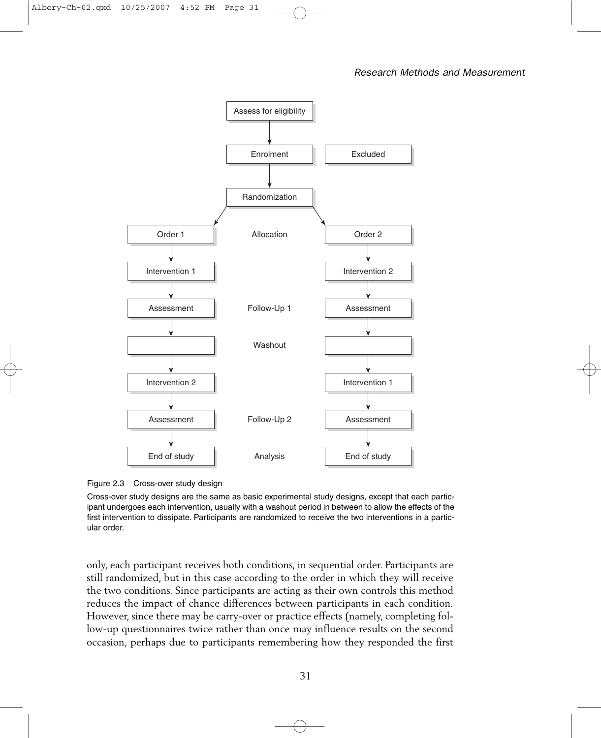Figure 2.3 Cross-over study design

Cross-over study designs are the same as basic experimental study designs, except that each participant undergoes each intervention, usually with a washout period in between to allow the effects of the first intervention to dissipate. Participants are randomized to receive the two interventions in a particular order.

only, each participant receives both conditions, in sequential order. Participants are still randomized, but in this case according to the order in which they will receive the two conditions. Since participants are acting as their own controls this method reduces the impact of chance differences between participants in each condition. However, since there may be carry-over or practice effects (namely, completing follow-up questionnaires twice rather than once may influence results on the second occasion, perhaps due to participants remembering how they responded the first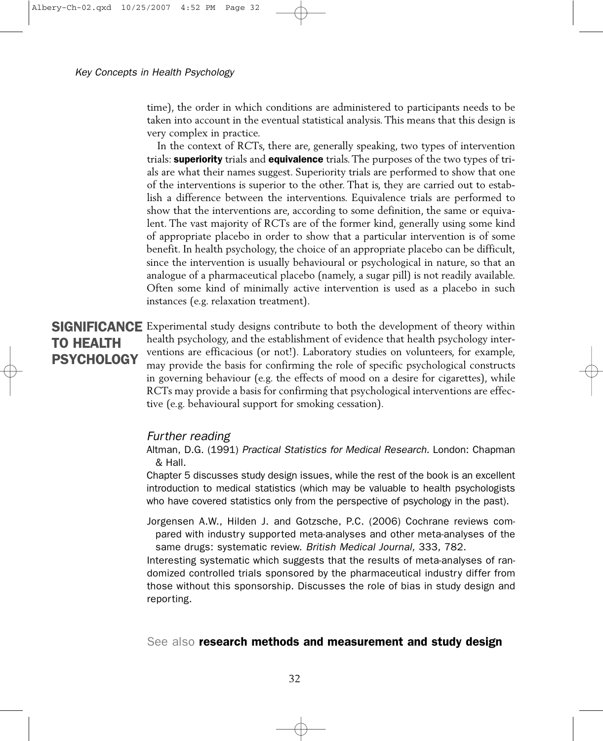time), the order in which conditions are administered to participants needs to be taken into account in the eventual statistical analysis. This means that this design is very complex in practice.

In the context of RCTs, there are, generally speaking, two types of intervention trials: **superiority** trials and **equivalence** trials. The purposes of the two types of trials are what their names suggest. Superiority trials are performed to show that one of the interventions is superior to the other. That is, they are carried out to establish a difference between the interventions. Equivalence trials are performed to show that the interventions are, according to some definition, the same or equivalent. The vast majority of RCTs are of the former kind, generally using some kind of appropriate placebo in order to show that a particular intervention is of some benefit. In health psychology, the choice of an appropriate placebo can be difficult, since the intervention is usually behavioural or psychological in nature, so that an analogue of a pharmaceutical placebo (namely, a sugar pill) is not readily available. Often some kind of minimally active intervention is used as a placebo in such instances (e.g. relaxation treatment).

## SIGNIFICANCE TO HEALTH PSYCHOLOGY

Experimental study designs contribute to both the development of theory within health psychology, and the establishment of evidence that health psychology interventions are efficacious (or not!). Laboratory studies on volunteers, for example, may provide the basis for confirming the role of specific psychological constructs in governing behaviour (e.g. the effects of mood on a desire for cigarettes), while RCTs may provide a basis for confirming that psychological interventions are effective (e.g. behavioural support for smoking cessation).

### *Further reading*

Altman, D.G. (1991) *Practical Statistics for Medical Research*. London: Chapman & Hall.

Chapter 5 discusses study design issues, while the rest of the book is an excellent introduction to medical statistics (which may be valuable to health psychologists who have covered statistics only from the perspective of psychology in the past).

Jorgensen A.W., Hilden J. and Gotzsche, P.C. (2006) Cochrane reviews compared with industry supported meta-analyses and other meta-analyses of the same drugs: systematic review. *British Medical Journal*, 333, 782.

Interesting systematic which suggests that the results of meta-analyses of randomized controlled trials sponsored by the pharmaceutical industry differ from those without this sponsorship. Discusses the role of bias in study design and reporting.

See also **research methods and measurement and study design**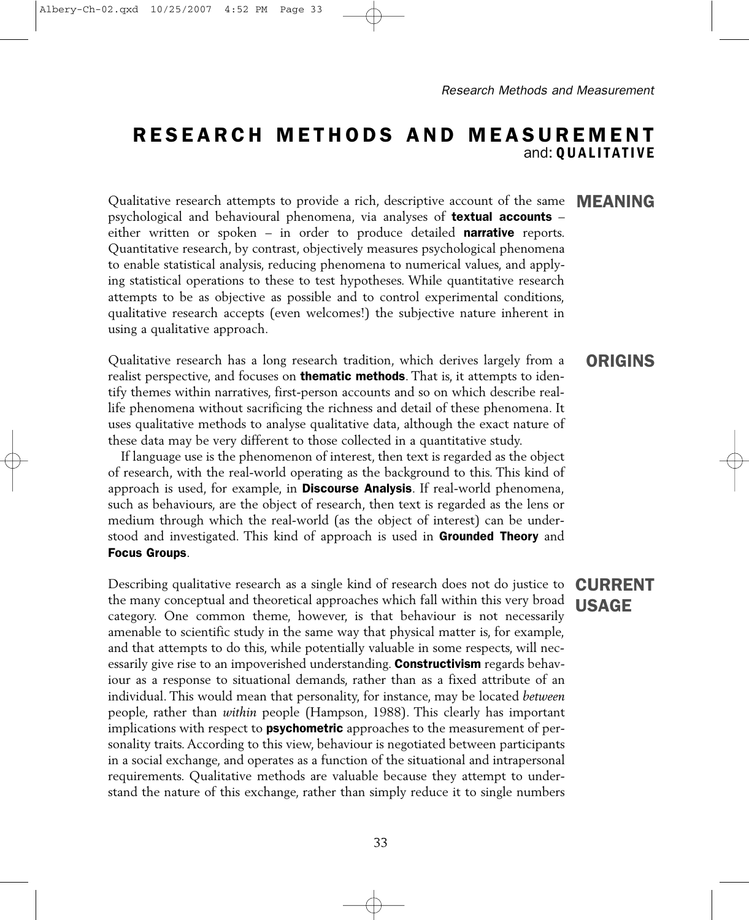# RESEARCH METHODS AND MEASUREMENT
and: **QUALITATIVE**

## MEANING

Qualitative research attempts to provide a rich, descriptive account of the same psychological and behavioural phenomena, via analyses of **textual accounts** – either written or spoken – in order to produce detailed **narrative** reports. Quantitative research, by contrast, objectively measures psychological phenomena to enable statistical analysis, reducing phenomena to numerical values, and applying statistical operations to these to test hypotheses. While quantitative research attempts to be as objective as possible and to control experimental conditions, qualitative research accepts (even welcomes!) the subjective nature inherent in using a qualitative approach.

## ORIGINS

Qualitative research has a long research tradition, which derives largely from a realist perspective, and focuses on **thematic methods**. That is, it attempts to identify themes within narratives, first-person accounts and so on which describe real-life phenomena without sacrificing the richness and detail of these phenomena. It uses qualitative methods to analyse qualitative data, although the exact nature of these data may be very different to those collected in a quantitative study.

If language use is the phenomenon of interest, then text is regarded as the object of research, with the real-world operating as the background to this. This kind of approach is used, for example, in **Discourse Analysis**. If real-world phenomena, such as behaviours, are the object of research, then text is regarded as the lens or medium through which the real-world (as the object of interest) can be understood and investigated. This kind of approach is used in **Grounded Theory** and **Focus Groups**.

## CURRENT USAGE

Describing qualitative research as a single kind of research does not do justice to the many conceptual and theoretical approaches which fall within this very broad category. One common theme, however, is that behaviour is not necessarily amenable to scientific study in the same way that physical matter is, for example, and that attempts to do this, while potentially valuable in some respects, will necessarily give rise to an impoverished understanding. **Constructivism** regards behaviour as a response to situational demands, rather than as a fixed attribute of an individual. This would mean that personality, for instance, may be located *between* people, rather than *within* people (Hampson, 1988). This clearly has important implications with respect to **psychometric** approaches to the measurement of personality traits. According to this view, behaviour is negotiated between participants in a social exchange, and operates as a function of the situational and intrapersonal requirements. Qualitative methods are valuable because they attempt to understand the nature of this exchange, rather than simply reduce it to single numbers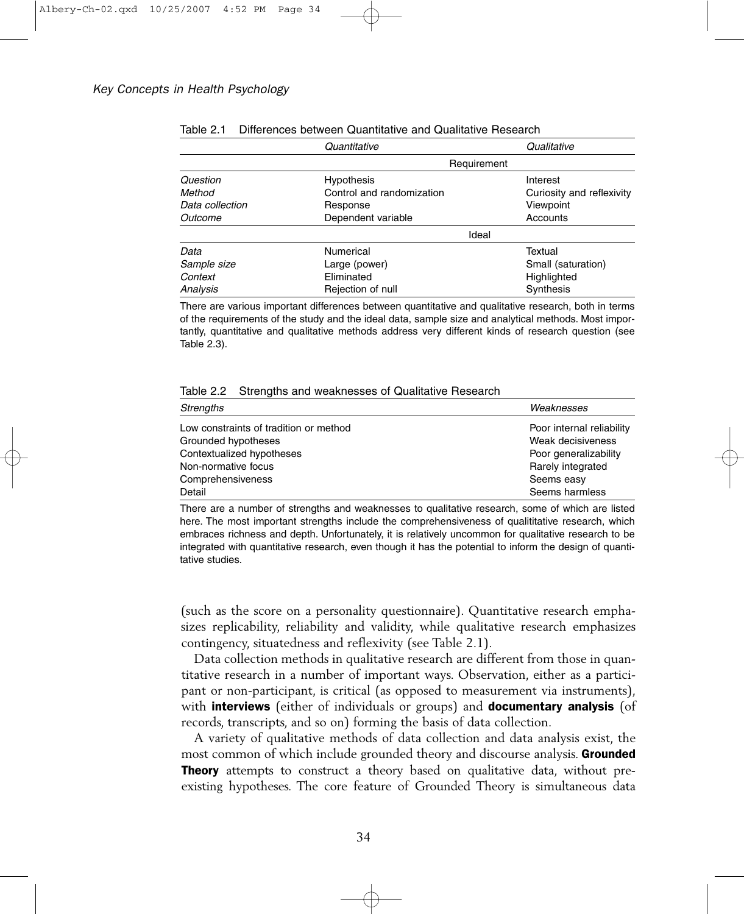Table 2.1 Differences between Quantitative and Qualitative Research

| | *Quantitative* | *Qualitative* |
|---|---|---|
| | Requirement | |
| *Question* | Hypothesis | Interest |
| *Method* | Control and randomization | Curiosity and reflexivity |
| *Data collection* | Response | Viewpoint |
| *Outcome* | Dependent variable | Accounts |
| | Ideal | |
| *Data* | Numerical | Textual |
| *Sample size* | Large (power) | Small (saturation) |
| *Context* | Eliminated | Highlighted |
| *Analysis* | Rejection of null | Synthesis |

There are various important differences between quantitative and qualitative research, both in terms of the requirements of the study and the ideal data, sample size and analytical methods. Most importantly, quantitative and qualitative methods address very different kinds of research question (see Table 2.3).

Table 2.2 Strengths and weaknesses of Qualitative Research

| *Strengths* | *Weaknesses* |
|---|---|
| Low constraints of tradition or method | Poor internal reliability |
| Grounded hypotheses | Weak decisiveness |
| Contextualized hypotheses | Poor generalizability |
| Non-normative focus | Rarely integrated |
| Comprehensiveness | Seems easy |
| Detail | Seems harmless |

There are a number of strengths and weaknesses to qualitative research, some of which are listed here. The most important strengths include the comprehensiveness of qualititative research, which embraces richness and depth. Unfortunately, it is relatively uncommon for qualitative research to be integrated with quantitative research, even though it has the potential to inform the design of quantitative studies.

(such as the score on a personality questionnaire). Quantitative research emphasizes replicability, reliability and validity, while qualitative research emphasizes contingency, situatedness and reflexivity (see Table 2.1).

Data collection methods in qualitative research are different from those in quantitative research in a number of important ways. Observation, either as a participant or non-participant, is critical (as opposed to measurement via instruments), with **interviews** (either of individuals or groups) and **documentary analysis** (of records, transcripts, and so on) forming the basis of data collection.

A variety of qualitative methods of data collection and data analysis exist, the most common of which include grounded theory and discourse analysis. **Grounded Theory** attempts to construct a theory based on qualitative data, without preexisting hypotheses. The core feature of Grounded Theory is simultaneous data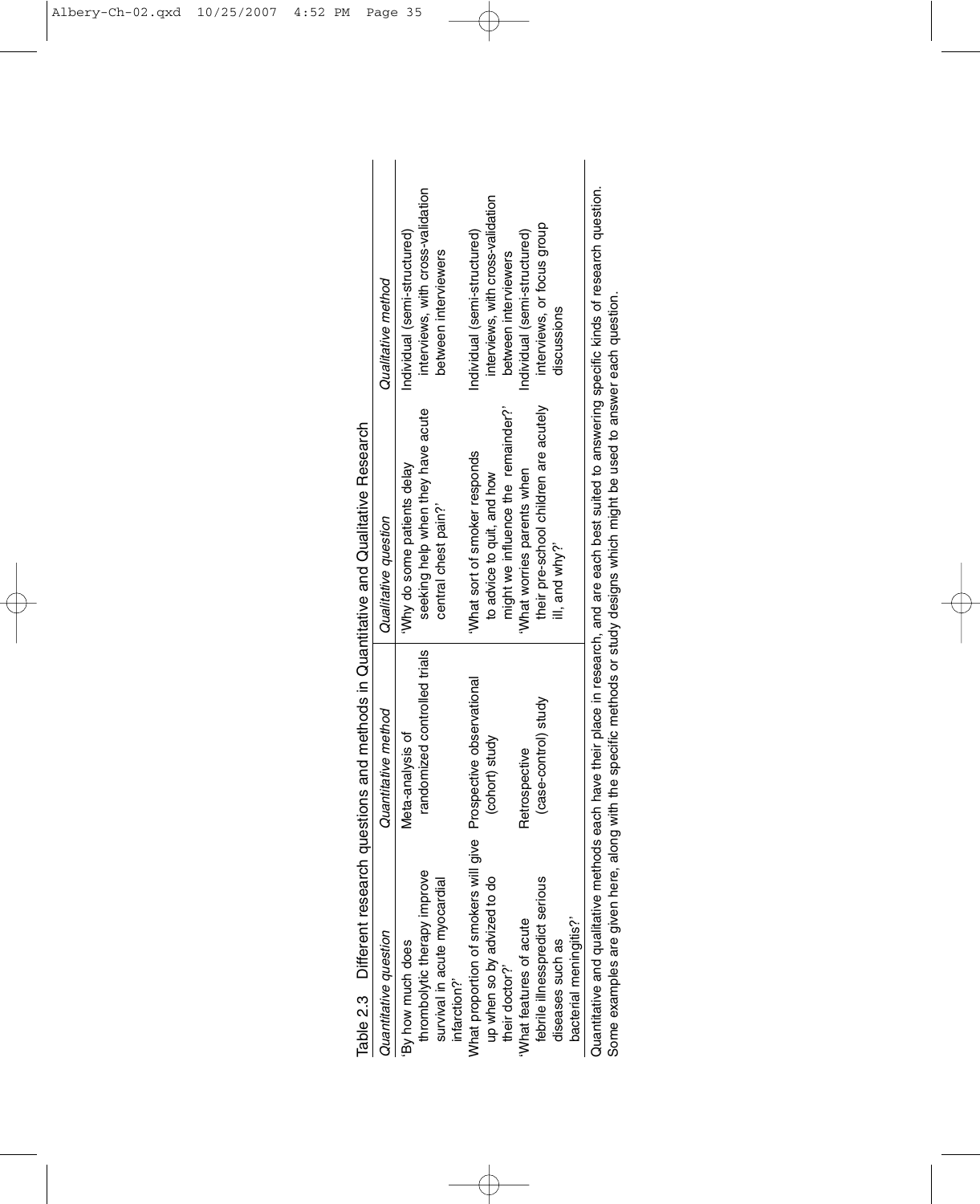Table 2.3 Different research questions and methods in Quantitative and Qualitative Research

| *Quantitative question* | *Quantitative method* | *Qualitative question* | *Qualitative method* |
|---|---|---|---|
| 'By how much does thrombolytic therapy improve survival in acute myocardial infarction?' | Meta-analysis of randomized controlled trials | 'Why do some patients delay seeking help when they have acute central chest pain?' | Individual (semi-structured) interviews, with cross-validation between interviewers |
| 'What proportion of smokers will give up when so by advized to do their doctor?' | Prospective observational (cohort) study | 'What sort of smoker responds to advice to quit, and how might we influence the remainder?' | Individual (semi-structured) interviews, with cross-validation between interviewers |
| 'What features of acute febrile illnesspredict serious diseases such as bacterial meningitis?' | Retrospective (case-control) study | 'What worries parents when their pre-school children are acutely ill, and why?' | Individual (semi-structured) interviews, or focus group discussions |

Quantitative and qualitative methods each have their place in research, and are each best suited to answering specific kinds of research question. Some examples are given here, along with the specific methods or study designs which might be used to answer each question.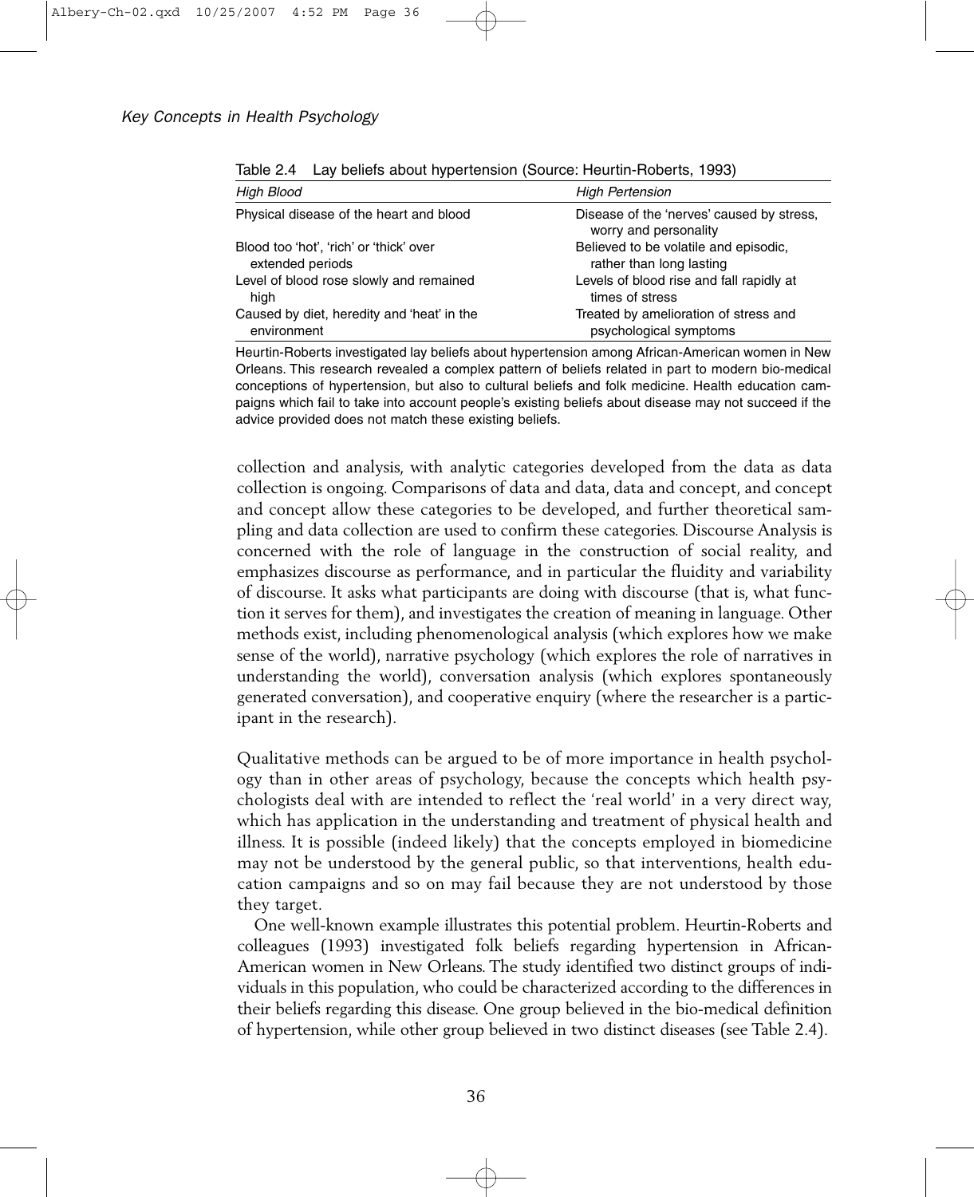Table 2.4 Lay beliefs about hypertension (Source: Heurtin-Roberts, 1993)

| *High Blood* | *High Pertension* |
|---|---|
| Physical disease of the heart and blood | Disease of the 'nerves' caused by stress, worry and personality |
| Blood too 'hot', 'rich' or 'thick' over extended periods | Believed to be volatile and episodic, rather than long lasting |
| Level of blood rose slowly and remained high | Levels of blood rise and fall rapidly at times of stress |
| Caused by diet, heredity and 'heat' in the environment | Treated by amelioration of stress and psychological symptoms |

Heurtin-Roberts investigated lay beliefs about hypertension among African-American women in New Orleans. This research revealed a complex pattern of beliefs related in part to modern bio-medical conceptions of hypertension, but also to cultural beliefs and folk medicine. Health education campaigns which fail to take into account people's existing beliefs about disease may not succeed if the advice provided does not match these existing beliefs.

collection and analysis, with analytic categories developed from the data as data collection is ongoing. Comparisons of data and data, data and concept, and concept and concept allow these categories to be developed, and further theoretical sampling and data collection are used to confirm these categories. Discourse Analysis is concerned with the role of language in the construction of social reality, and emphasizes discourse as performance, and in particular the fluidity and variability of discourse. It asks what participants are doing with discourse (that is, what function it serves for them), and investigates the creation of meaning in language. Other methods exist, including phenomenological analysis (which explores how we make sense of the world), narrative psychology (which explores the role of narratives in understanding the world), conversation analysis (which explores spontaneously generated conversation), and cooperative enquiry (where the researcher is a participant in the research).

Qualitative methods can be argued to be of more importance in health psychology than in other areas of psychology, because the concepts which health psychologists deal with are intended to reflect the 'real world' in a very direct way, which has application in the understanding and treatment of physical health and illness. It is possible (indeed likely) that the concepts employed in biomedicine may not be understood by the general public, so that interventions, health education campaigns and so on may fail because they are not understood by those they target.

One well-known example illustrates this potential problem. Heurtin-Roberts and colleagues (1993) investigated folk beliefs regarding hypertension in African-American women in New Orleans. The study identified two distinct groups of individuals in this population, who could be characterized according to the differences in their beliefs regarding this disease. One group believed in the bio-medical definition of hypertension, while other group believed in two distinct diseases (see Table 2.4).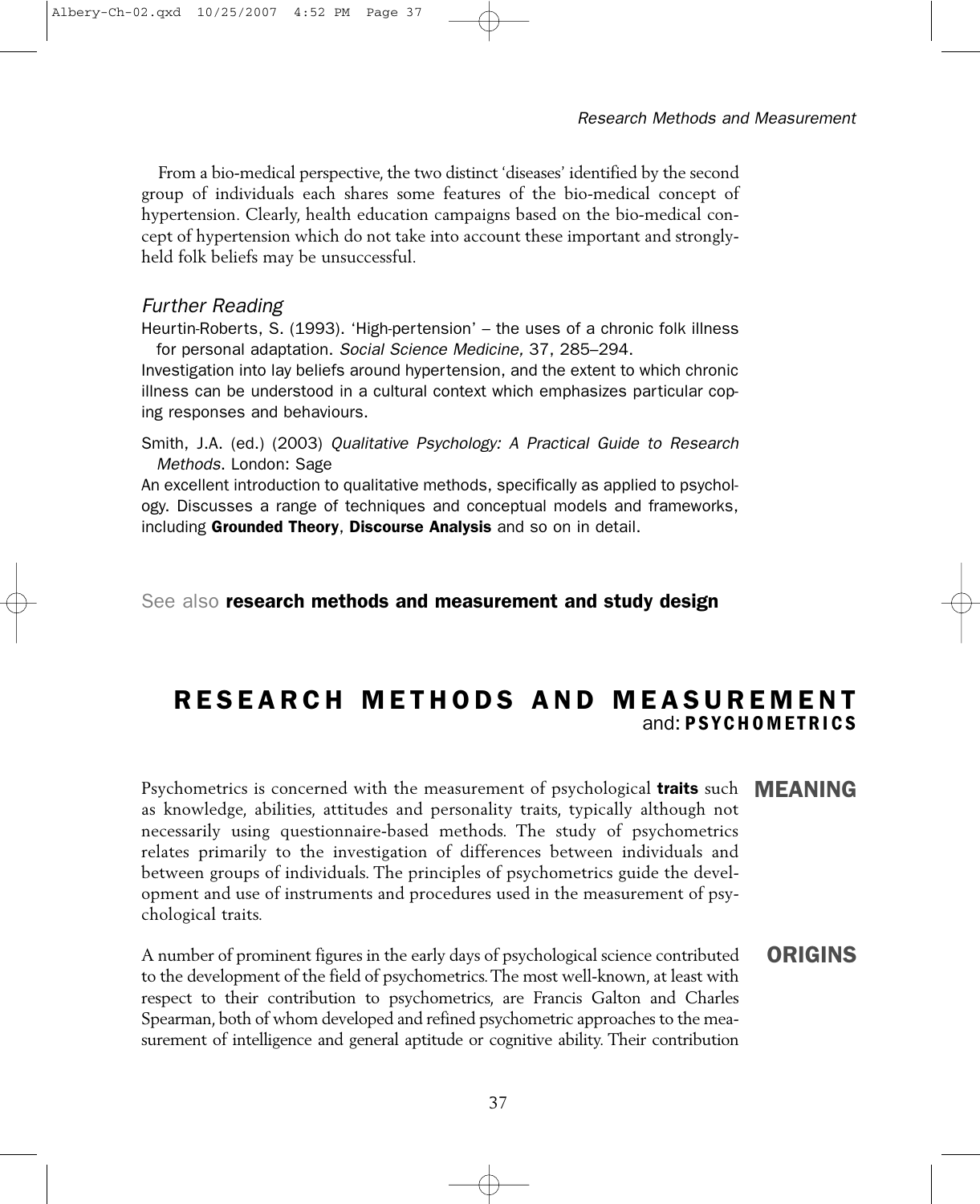From a bio-medical perspective, the two distinct 'diseases' identified by the second group of individuals each shares some features of the bio-medical concept of hypertension. Clearly, health education campaigns based on the bio-medical concept of hypertension which do not take into account these important and strongly-held folk beliefs may be unsuccessful.

### *Further Reading*

Heurtin-Roberts, S. (1993). 'High-pertension' – the uses of a chronic folk illness for personal adaptation. *Social Science Medicine,* 37, 285–294.

Investigation into lay beliefs around hypertension, and the extent to which chronic illness can be understood in a cultural context which emphasizes particular coping responses and behaviours.

Smith, J.A. (ed.) (2003) *Qualitative Psychology: A Practical Guide to Research Methods*. London: Sage

An excellent introduction to qualitative methods, specifically as applied to psychology. Discusses a range of techniques and conceptual models and frameworks, including **Grounded Theory**, **Discourse Analysis** and so on in detail.

See also **research methods and measurement and study design**

# RESEARCH METHODS AND MEASUREMENT and: PSYCHOMETRICS

## MEANING

Psychometrics is concerned with the measurement of psychological **traits** such as knowledge, abilities, attitudes and personality traits, typically although not necessarily using questionnaire-based methods. The study of psychometrics relates primarily to the investigation of differences between individuals and between groups of individuals. The principles of psychometrics guide the development and use of instruments and procedures used in the measurement of psychological traits.

## ORIGINS

A number of prominent figures in the early days of psychological science contributed to the development of the field of psychometrics. The most well-known, at least with respect to their contribution to psychometrics, are Francis Galton and Charles Spearman, both of whom developed and refined psychometric approaches to the measurement of intelligence and general aptitude or cognitive ability. Their contribution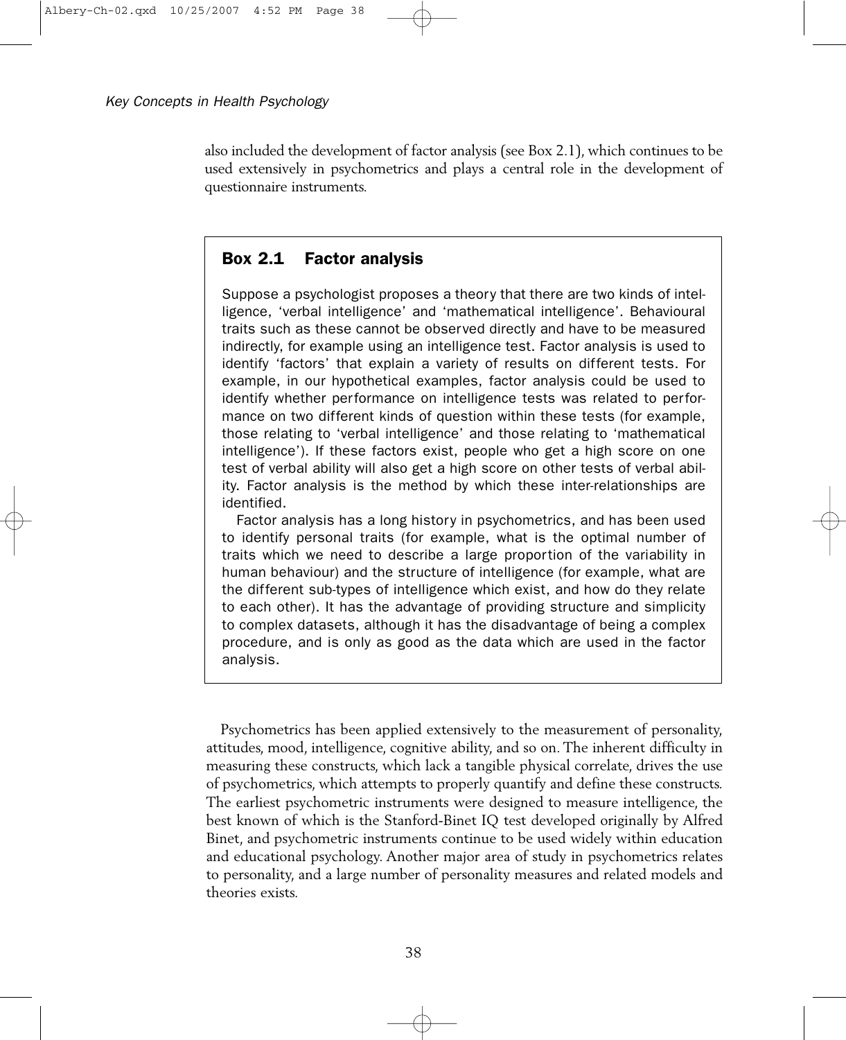also included the development of factor analysis (see Box 2.1), which continues to be used extensively in psychometrics and plays a central role in the development of questionnaire instruments.

### Box 2.1 Factor analysis

Suppose a psychologist proposes a theory that there are two kinds of intelligence, 'verbal intelligence' and 'mathematical intelligence'. Behavioural traits such as these cannot be observed directly and have to be measured indirectly, for example using an intelligence test. Factor analysis is used to identify 'factors' that explain a variety of results on different tests. For example, in our hypothetical examples, factor analysis could be used to identify whether performance on intelligence tests was related to performance on two different kinds of question within these tests (for example, those relating to 'verbal intelligence' and those relating to 'mathematical intelligence'). If these factors exist, people who get a high score on one test of verbal ability will also get a high score on other tests of verbal ability. Factor analysis is the method by which these inter-relationships are identified.

Factor analysis has a long history in psychometrics, and has been used to identify personal traits (for example, what is the optimal number of traits which we need to describe a large proportion of the variability in human behaviour) and the structure of intelligence (for example, what are the different sub-types of intelligence which exist, and how do they relate to each other). It has the advantage of providing structure and simplicity to complex datasets, although it has the disadvantage of being a complex procedure, and is only as good as the data which are used in the factor analysis.

Psychometrics has been applied extensively to the measurement of personality, attitudes, mood, intelligence, cognitive ability, and so on. The inherent difficulty in measuring these constructs, which lack a tangible physical correlate, drives the use of psychometrics, which attempts to properly quantify and define these constructs. The earliest psychometric instruments were designed to measure intelligence, the best known of which is the Stanford-Binet IQ test developed originally by Alfred Binet, and psychometric instruments continue to be used widely within education and educational psychology. Another major area of study in psychometrics relates to personality, and a large number of personality measures and related models and theories exists.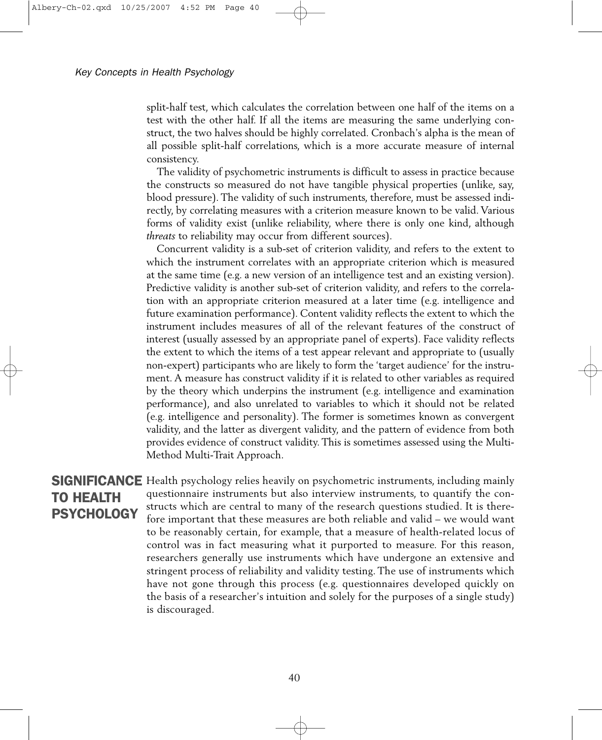split-half test, which calculates the correlation between one half of the items on a test with the other half. If all the items are measuring the same underlying construct, the two halves should be highly correlated. Cronbach's alpha is the mean of all possible split-half correlations, which is a more accurate measure of internal consistency.

The validity of psychometric instruments is difficult to assess in practice because the constructs so measured do not have tangible physical properties (unlike, say, blood pressure). The validity of such instruments, therefore, must be assessed indirectly, by correlating measures with a criterion measure known to be valid. Various forms of validity exist (unlike reliability, where there is only one kind, although *threats* to reliability may occur from different sources).

Concurrent validity is a sub-set of criterion validity, and refers to the extent to which the instrument correlates with an appropriate criterion which is measured at the same time (e.g. a new version of an intelligence test and an existing version). Predictive validity is another sub-set of criterion validity, and refers to the correlation with an appropriate criterion measured at a later time (e.g. intelligence and future examination performance). Content validity reflects the extent to which the instrument includes measures of all of the relevant features of the construct of interest (usually assessed by an appropriate panel of experts). Face validity reflects the extent to which the items of a test appear relevant and appropriate to (usually non-expert) participants who are likely to form the 'target audience' for the instrument. A measure has construct validity if it is related to other variables as required by the theory which underpins the instrument (e.g. intelligence and examination performance), and also unrelated to variables to which it should not be related (e.g. intelligence and personality). The former is sometimes known as convergent validity, and the latter as divergent validity, and the pattern of evidence from both provides evidence of construct validity. This is sometimes assessed using the Multi-Method Multi-Trait Approach.

## SIGNIFICANCE TO HEALTH PSYCHOLOGY

Health psychology relies heavily on psychometric instruments, including mainly questionnaire instruments but also interview instruments, to quantify the constructs which are central to many of the research questions studied. It is therefore important that these measures are both reliable and valid – we would want to be reasonably certain, for example, that a measure of health-related locus of control was in fact measuring what it purported to measure. For this reason, researchers generally use instruments which have undergone an extensive and stringent process of reliability and validity testing. The use of instruments which have not gone through this process (e.g. questionnaires developed quickly on the basis of a researcher's intuition and solely for the purposes of a single study) is discouraged.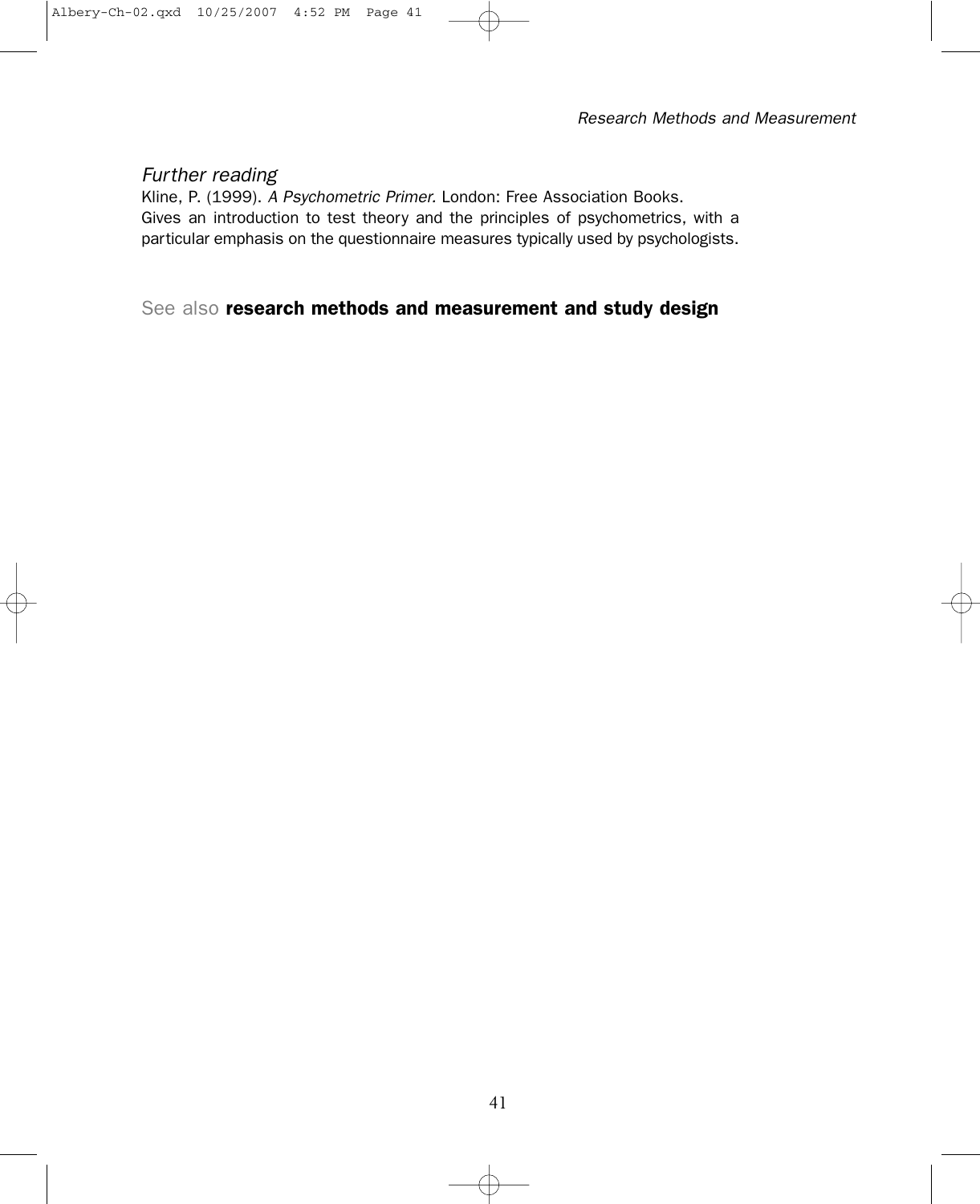*Further reading*

Kline, P. (1999). *A Psychometric Primer.* London: Free Association Books.

Gives an introduction to test theory and the principles of psychometrics, with a particular emphasis on the questionnaire measures typically used by psychologists.

See also **research methods and measurement and study design**